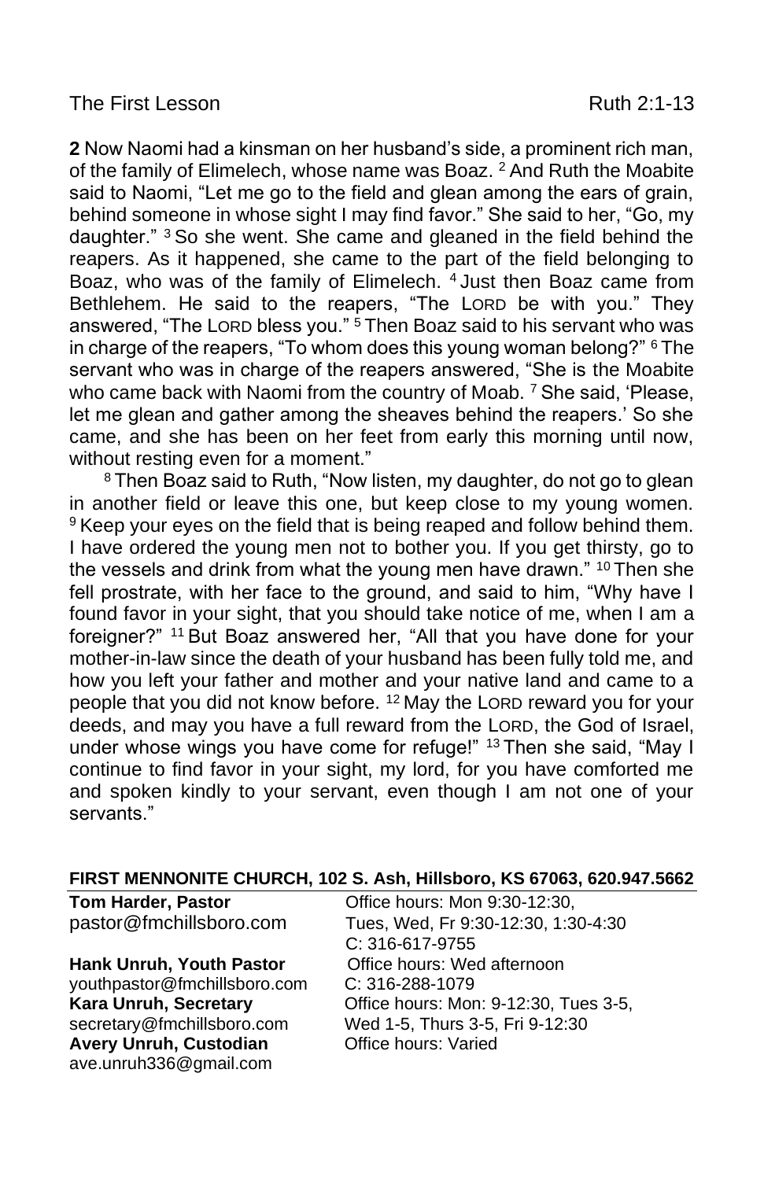The First Lesson Ruth 2:1-13

**2** Now Naomi had a kinsman on her husband's side, a prominent rich man, of the family of Elimelech, whose name was Boaz. [2] And Ruth the Moabite said to Naomi, "Let me go to the field and glean among the ears of grain, behind someone in whose sight I may find favor." She said to her, "Go, my daughter." [3] So she went. She came and gleaned in the field behind the reapers. As it happened, she came to the part of the field belonging to Boaz, who was of the family of Elimelech. [4] Just then Boaz came from Bethlehem. He said to the reapers, "The LORD be with you." They answered, "The LORD bless you." [5] Then Boaz said to his servant who was in charge of the reapers, "To whom does this young woman belong?" [6] The servant who was in charge of the reapers answered, "She is the Moabite who came back with Naomi from the country of Moab. [7] She said, 'Please, let me glean and gather among the sheaves behind the reapers.' So she came, and she has been on her feet from early this morning until now, without resting even for a moment."

[8] Then Boaz said to Ruth, "Now listen, my daughter, do not go to glean in another field or leave this one, but keep close to my young women. [9] Keep your eyes on the field that is being reaped and follow behind them. I have ordered the young men not to bother you. If you get thirsty, go to the vessels and drink from what the young men have drawn." [10] Then she fell prostrate, with her face to the ground, and said to him, "Why have I found favor in your sight, that you should take notice of me, when I am a foreigner?" [11] But Boaz answered her, "All that you have done for your mother-in-law since the death of your husband has been fully told me, and how you left your father and mother and your native land and came to a people that you did not know before. [12] May the LORD reward you for your deeds, and may you have a full reward from the LORD, the God of Israel, under whose wings you have come for refuge!" [13] Then she said, "May I continue to find favor in your sight, my lord, for you have comforted me and spoken kindly to your servant, even though I am not one of your servants."

**FIRST MENNONITE CHURCH, 102 S. Ash, Hillsboro, KS 67063, 620.947.5662**

**Tom Harder, Pastor**
pastor@fmchillsboro.com
Office hours: Mon 9:30-12:30, Tues, Wed, Fr 9:30-12:30, 1:30-4:30
C: 316-617-9755

**Hank Unruh, Youth Pastor**
youthpastor@fmchillsboro.com
Office hours: Wed afternoon
C: 316-288-1079

**Kara Unruh, Secretary**
secretary@fmchillsboro.com
Office hours: Mon: 9-12:30, Tues 3-5, Wed 1-5, Thurs 3-5, Fri 9-12:30

**Avery Unruh, Custodian**
ave.unruh336@gmail.com
Office hours: Varied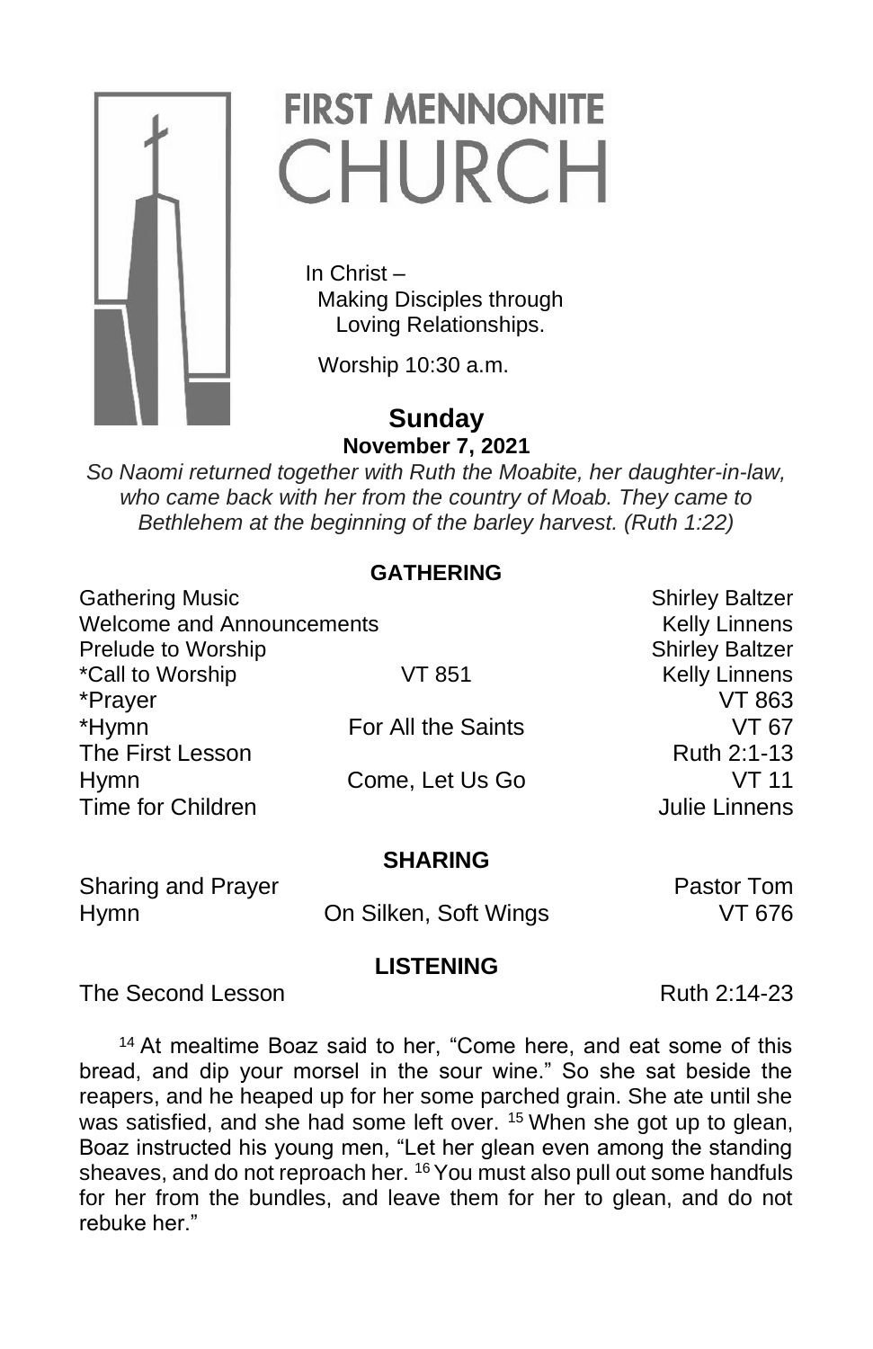# FIRST MENNONITE CHURCH

In Christ –
Making Disciples through
Loving Relationships.

Worship 10:30 a.m.

**Sunday**
**November 7, 2021**

*So Naomi returned together with Ruth the Moabite, her daughter-in-law, who came back with her from the country of Moab. They came to Bethlehem at the beginning of the barley harvest. (Ruth 1:22)*

## GATHERING

| | | |
|---|---|---|
| Gathering Music | | Shirley Baltzer |
| Welcome and Announcements | | Kelly Linnens |
| Prelude to Worship | | Shirley Baltzer |
| *Call to Worship | VT 851 | Kelly Linnens |
| *Prayer | | VT 863 |
| *Hymn | For All the Saints | VT 67 |
| The First Lesson | | Ruth 2:1-13 |
| Hymn | Come, Let Us Go | VT 11 |
| Time for Children | | Julie Linnens |

## SHARING

| | | |
|---|---|---|
| Sharing and Prayer | | Pastor Tom |
| Hymn | On Silken, Soft Wings | VT 676 |

## LISTENING

The Second Lesson — Ruth 2:14-23

[14] At mealtime Boaz said to her, "Come here, and eat some of this bread, and dip your morsel in the sour wine." So she sat beside the reapers, and he heaped up for her some parched grain. She ate until she was satisfied, and she had some left over. [15] When she got up to glean, Boaz instructed his young men, "Let her glean even among the standing sheaves, and do not reproach her. [16] You must also pull out some handfuls for her from the bundles, and leave them for her to glean, and do not rebuke her."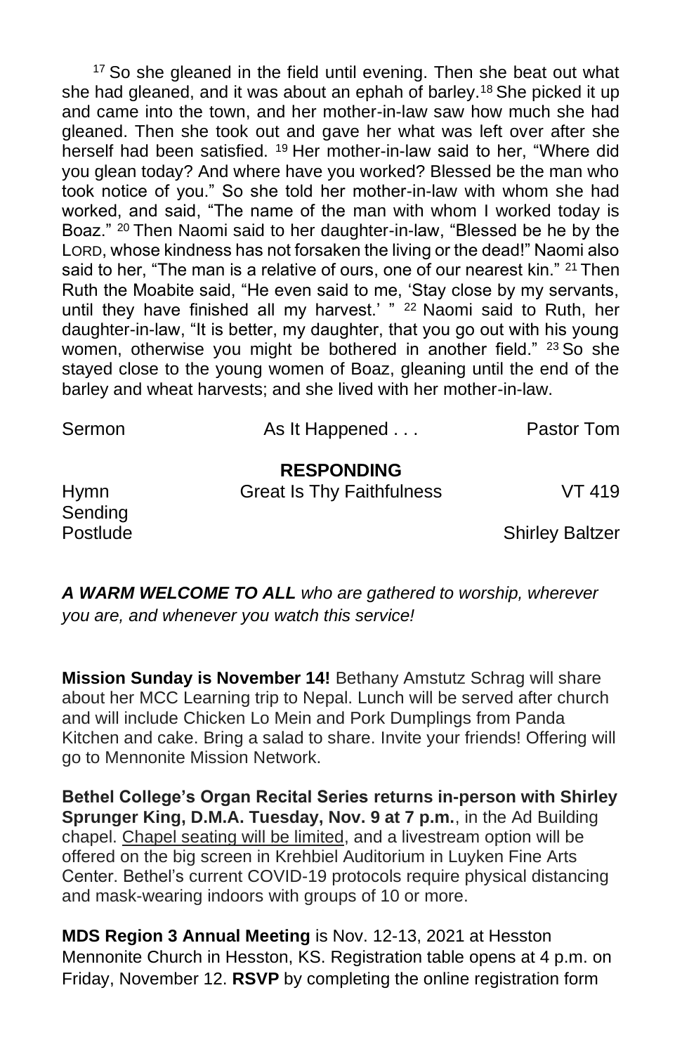[17] So she gleaned in the field until evening. Then she beat out what she had gleaned, and it was about an ephah of barley.[18] She picked it up and came into the town, and her mother-in-law saw how much she had gleaned. Then she took out and gave her what was left over after she herself had been satisfied. [19] Her mother-in-law said to her, "Where did you glean today? And where have you worked? Blessed be the man who took notice of you." So she told her mother-in-law with whom she had worked, and said, "The name of the man with whom I worked today is Boaz." [20] Then Naomi said to her daughter-in-law, "Blessed be he by the LORD, whose kindness has not forsaken the living or the dead!" Naomi also said to her, "The man is a relative of ours, one of our nearest kin." [21] Then Ruth the Moabite said, "He even said to me, 'Stay close by my servants, until they have finished all my harvest.' " [22] Naomi said to Ruth, her daughter-in-law, "It is better, my daughter, that you go out with his young women, otherwise you might be bothered in another field." [23] So she stayed close to the young women of Boaz, gleaning until the end of the barley and wheat harvests; and she lived with her mother-in-law.

Sermon — As It Happened . . . — Pastor Tom

**RESPONDING**

Hymn — Great Is Thy Faithfulness — VT 419

Sending

Postlude — Shirley Baltzer

***A WARM WELCOME TO ALL*** *who are gathered to worship, wherever you are, and whenever you watch this service!*

**Mission Sunday is November 14!** Bethany Amstutz Schrag will share about her MCC Learning trip to Nepal. Lunch will be served after church and will include Chicken Lo Mein and Pork Dumplings from Panda Kitchen and cake. Bring a salad to share. Invite your friends! Offering will go to Mennonite Mission Network.

**Bethel College's Organ Recital Series returns in-person with Shirley Sprunger King, D.M.A. Tuesday, Nov. 9 at 7 p.m.**, in the Ad Building chapel. Chapel seating will be limited, and a livestream option will be offered on the big screen in Krehbiel Auditorium in Luyken Fine Arts Center. Bethel's current COVID-19 protocols require physical distancing and mask-wearing indoors with groups of 10 or more.

**MDS Region 3 Annual Meeting** is Nov. 12-13, 2021 at Hesston Mennonite Church in Hesston, KS. Registration table opens at 4 p.m. on Friday, November 12. **RSVP** by completing the online registration form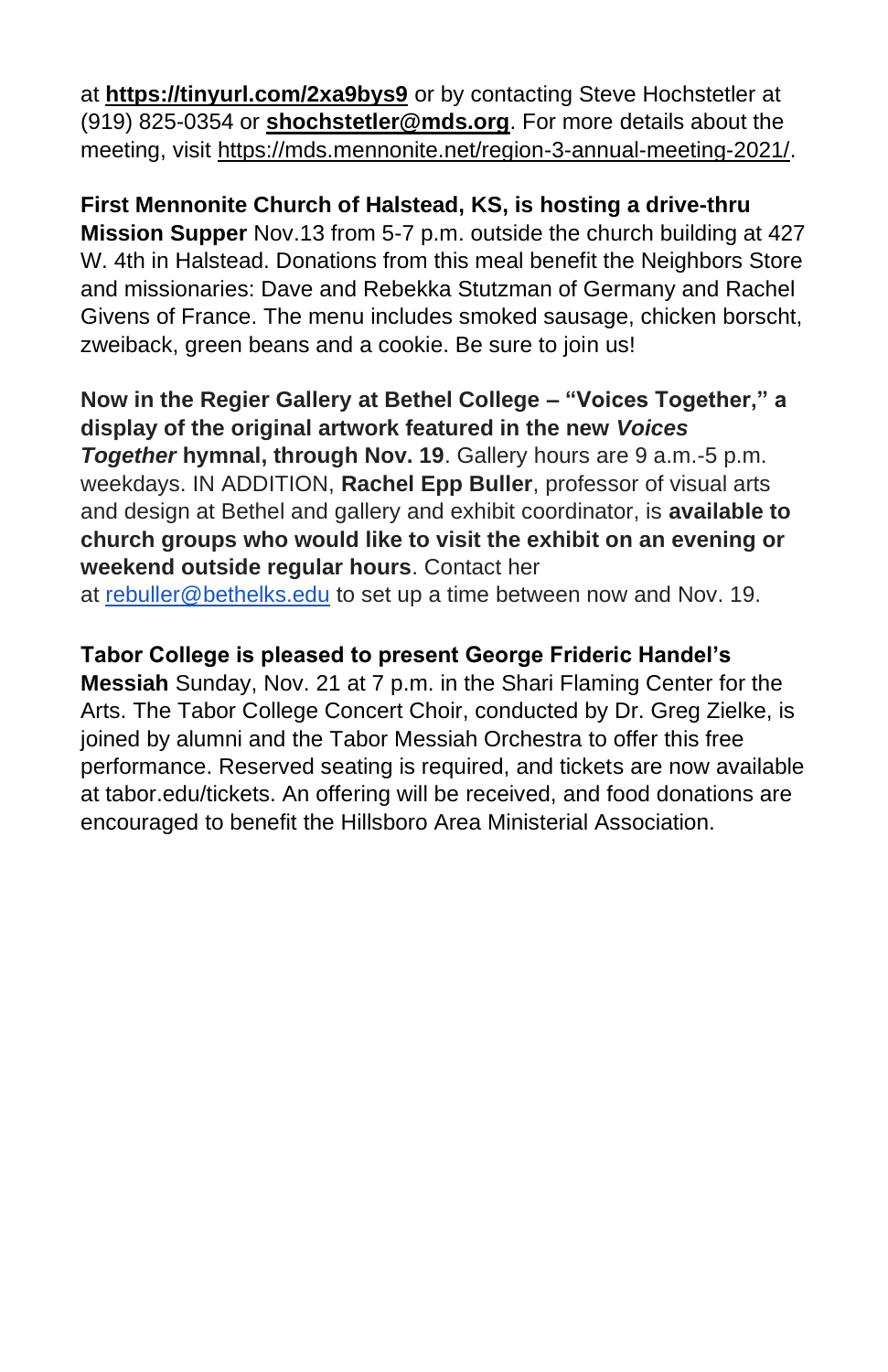at **https://tinyurl.com/2xa9bys9** or by contacting Steve Hochstetler at (919) 825-0354 or **shochstetler@mds.org**. For more details about the meeting, visit https://mds.mennonite.net/region-3-annual-meeting-2021/.

**First Mennonite Church of Halstead, KS, is hosting a drive-thru Mission Supper** Nov.13 from 5-7 p.m. outside the church building at 427 W. 4th in Halstead. Donations from this meal benefit the Neighbors Store and missionaries: Dave and Rebekka Stutzman of Germany and Rachel Givens of France. The menu includes smoked sausage, chicken borscht, zweiback, green beans and a cookie. Be sure to join us!

**Now in the Regier Gallery at Bethel College – "Voices Together," a display of the original artwork featured in the new *Voices Together* hymnal, through Nov. 19**. Gallery hours are 9 a.m.-5 p.m. weekdays. IN ADDITION, **Rachel Epp Buller**, professor of visual arts and design at Bethel and gallery and exhibit coordinator, is **available to church groups who would like to visit the exhibit on an evening or weekend outside regular hours**. Contact her at rebuller@bethelks.edu to set up a time between now and Nov. 19.

**Tabor College is pleased to present George Frideric Handel's Messiah** Sunday, Nov. 21 at 7 p.m. in the Shari Flaming Center for the Arts. The Tabor College Concert Choir, conducted by Dr. Greg Zielke, is joined by alumni and the Tabor Messiah Orchestra to offer this free performance. Reserved seating is required, and tickets are now available at tabor.edu/tickets. An offering will be received, and food donations are encouraged to benefit the Hillsboro Area Ministerial Association.